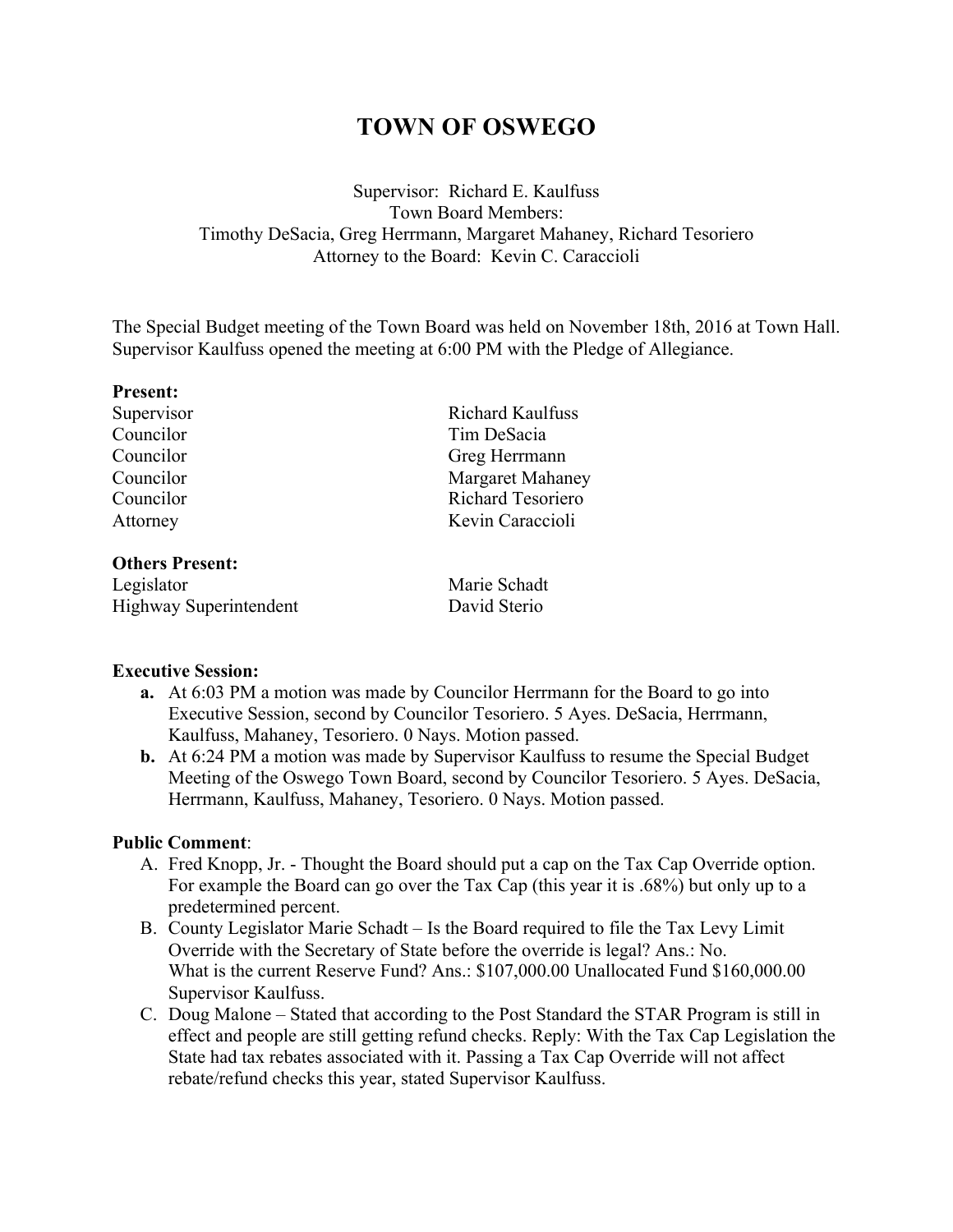# TOWN OF OSWEGO

Supervisor: Richard E. Kaulfuss
Town Board Members:
Timothy DeSacia, Greg Herrmann, Margaret Mahaney, Richard Tesoriero
Attorney to the Board: Kevin C. Caraccioli

The Special Budget meeting of the Town Board was held on November 18th, 2016 at Town Hall. Supervisor Kaulfuss opened the meeting at 6:00 PM with the Pledge of Allegiance.

**Present:**

| | |
|---|---|
| Supervisor | Richard Kaulfuss |
| Councilor | Tim DeSacia |
| Councilor | Greg Herrmann |
| Councilor | Margaret Mahaney |
| Councilor | Richard Tesoriero |
| Attorney | Kevin Caraccioli |

**Others Present:**

| | |
|---|---|
| Legislator | Marie Schadt |
| Highway Superintendent | David Sterio |

**Executive Session:**

- **a.** At 6:03 PM a motion was made by Councilor Herrmann for the Board to go into Executive Session, second by Councilor Tesoriero. 5 Ayes. DeSacia, Herrmann, Kaulfuss, Mahaney, Tesoriero. 0 Nays. Motion passed.
- **b.** At 6:24 PM a motion was made by Supervisor Kaulfuss to resume the Special Budget Meeting of the Oswego Town Board, second by Councilor Tesoriero. 5 Ayes. DeSacia, Herrmann, Kaulfuss, Mahaney, Tesoriero. 0 Nays. Motion passed.

**Public Comment**:

- A. Fred Knopp, Jr. - Thought the Board should put a cap on the Tax Cap Override option. For example the Board can go over the Tax Cap (this year it is .68%) but only up to a predetermined percent.
- B. County Legislator Marie Schadt – Is the Board required to file the Tax Levy Limit Override with the Secretary of State before the override is legal? Ans.: No. What is the current Reserve Fund? Ans.: $107,000.00 Unallocated Fund $160,000.00 Supervisor Kaulfuss.
- C. Doug Malone – Stated that according to the Post Standard the STAR Program is still in effect and people are still getting refund checks. Reply: With the Tax Cap Legislation the State had tax rebates associated with it. Passing a Tax Cap Override will not affect rebate/refund checks this year, stated Supervisor Kaulfuss.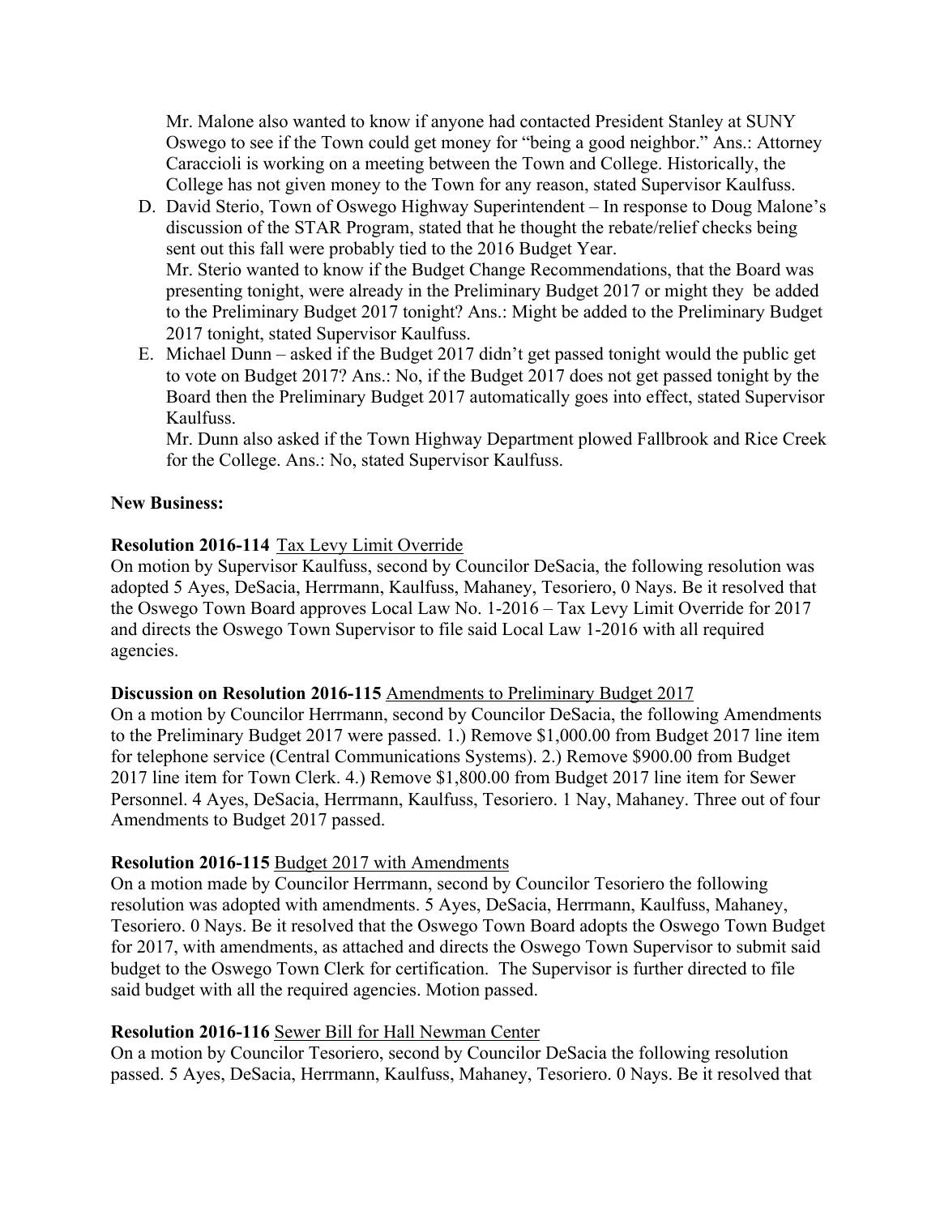Mr. Malone also wanted to know if anyone had contacted President Stanley at SUNY Oswego to see if the Town could get money for "being a good neighbor." Ans.: Attorney Caraccioli is working on a meeting between the Town and College. Historically, the College has not given money to the Town for any reason, stated Supervisor Kaulfuss.

D. David Sterio, Town of Oswego Highway Superintendent – In response to Doug Malone's discussion of the STAR Program, stated that he thought the rebate/relief checks being sent out this fall were probably tied to the 2016 Budget Year.
   Mr. Sterio wanted to know if the Budget Change Recommendations, that the Board was presenting tonight, were already in the Preliminary Budget 2017 or might they be added to the Preliminary Budget 2017 tonight? Ans.: Might be added to the Preliminary Budget 2017 tonight, stated Supervisor Kaulfuss.
E. Michael Dunn – asked if the Budget 2017 didn't get passed tonight would the public get to vote on Budget 2017? Ans.: No, if the Budget 2017 does not get passed tonight by the Board then the Preliminary Budget 2017 automatically goes into effect, stated Supervisor Kaulfuss.
   Mr. Dunn also asked if the Town Highway Department plowed Fallbrook and Rice Creek for the College. Ans.: No, stated Supervisor Kaulfuss.

**New Business:**

**Resolution 2016-114** Tax Levy Limit Override
On motion by Supervisor Kaulfuss, second by Councilor DeSacia, the following resolution was adopted 5 Ayes, DeSacia, Herrmann, Kaulfuss, Mahaney, Tesoriero, 0 Nays. Be it resolved that the Oswego Town Board approves Local Law No. 1-2016 – Tax Levy Limit Override for 2017 and directs the Oswego Town Supervisor to file said Local Law 1-2016 with all required agencies.

**Discussion on Resolution 2016-115** Amendments to Preliminary Budget 2017
On a motion by Councilor Herrmann, second by Councilor DeSacia, the following Amendments to the Preliminary Budget 2017 were passed. 1.) Remove $1,000.00 from Budget 2017 line item for telephone service (Central Communications Systems). 2.) Remove $900.00 from Budget 2017 line item for Town Clerk. 4.) Remove $1,800.00 from Budget 2017 line item for Sewer Personnel. 4 Ayes, DeSacia, Herrmann, Kaulfuss, Tesoriero. 1 Nay, Mahaney. Three out of four Amendments to Budget 2017 passed.

**Resolution 2016-115** Budget 2017 with Amendments
On a motion made by Councilor Herrmann, second by Councilor Tesoriero the following resolution was adopted with amendments. 5 Ayes, DeSacia, Herrmann, Kaulfuss, Mahaney, Tesoriero. 0 Nays. Be it resolved that the Oswego Town Board adopts the Oswego Town Budget for 2017, with amendments, as attached and directs the Oswego Town Supervisor to submit said budget to the Oswego Town Clerk for certification. The Supervisor is further directed to file said budget with all the required agencies. Motion passed.

**Resolution 2016-116** Sewer Bill for Hall Newman Center
On a motion by Councilor Tesoriero, second by Councilor DeSacia the following resolution passed. 5 Ayes, DeSacia, Herrmann, Kaulfuss, Mahaney, Tesoriero. 0 Nays. Be it resolved that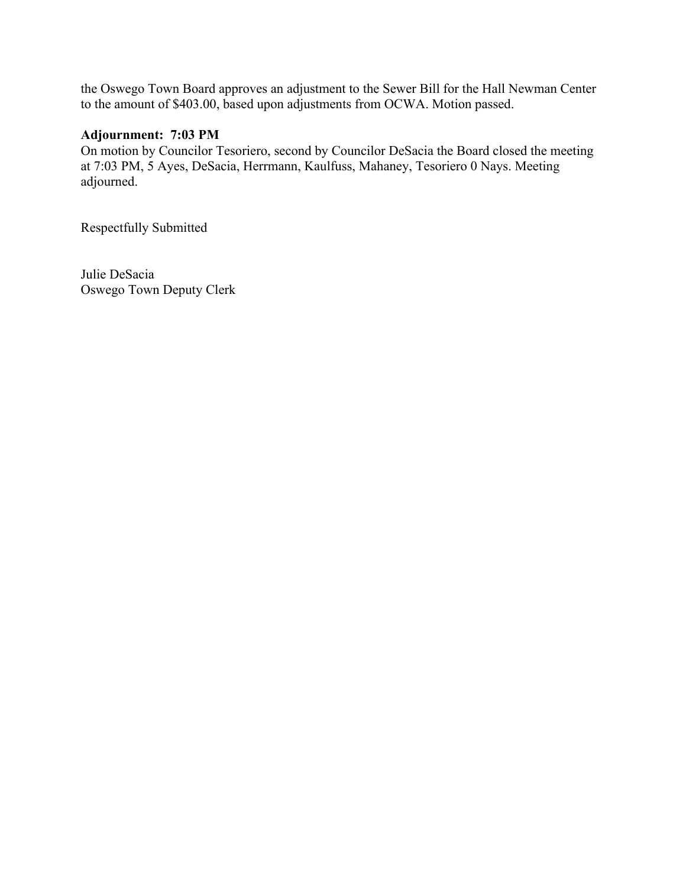the Oswego Town Board approves an adjustment to the Sewer Bill for the Hall Newman Center to the amount of $403.00, based upon adjustments from OCWA. Motion passed.

**Adjournment: 7:03 PM**

On motion by Councilor Tesoriero, second by Councilor DeSacia the Board closed the meeting at 7:03 PM, 5 Ayes, DeSacia, Herrmann, Kaulfuss, Mahaney, Tesoriero 0 Nays. Meeting adjourned.

Respectfully Submitted

Julie DeSacia
Oswego Town Deputy Clerk